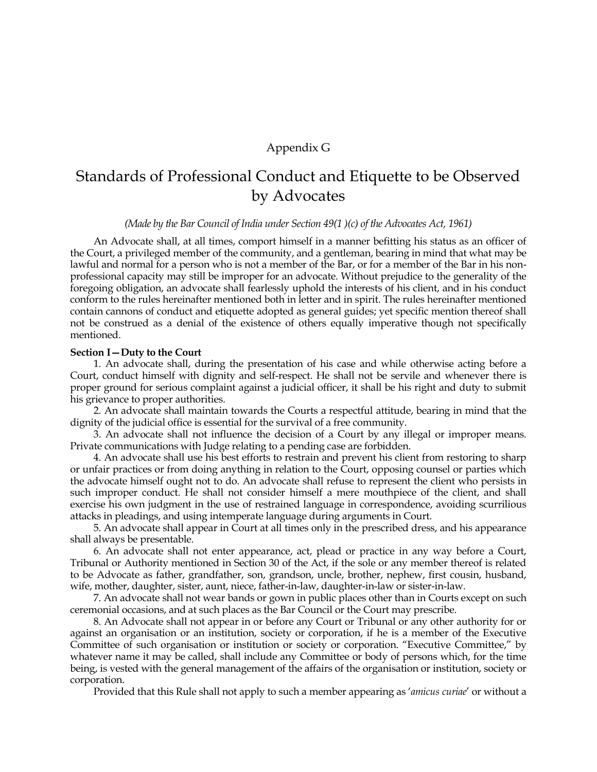# Appendix G

# Standards of Professional Conduct and Etiquette to be Observed by Advocates

*(Made by the Bar Council of India under Section 49(1 )(c) of the Advocates Act, 1961)*

An Advocate shall, at all times, comport himself in a manner befitting his status as an officer of the Court, a privileged member of the community, and a gentleman, bearing in mind that what may be lawful and normal for a person who is not a member of the Bar, or for a member of the Bar in his non-professional capacity may still be improper for an advocate. Without prejudice to the generality of the foregoing obligation, an advocate shall fearlessly uphold the interests of his client, and in his conduct conform to the rules hereinafter mentioned both in letter and in spirit. The rules hereinafter mentioned contain cannons of conduct and etiquette adopted as general guides; yet specific mention thereof shall not be construed as a denial of the existence of others equally imperative though not specifically mentioned.

**Section I—Duty to the Court**

1. An advocate shall, during the presentation of his case and while otherwise acting before a Court, conduct himself with dignity and self-respect. He shall not be servile and whenever there is proper ground for serious complaint against a judicial officer, it shall be his right and duty to submit his grievance to proper authorities.

2. An advocate shall maintain towards the Courts a respectful attitude, bearing in mind that the dignity of the judicial office is essential for the survival of a free community.

3. An advocate shall not influence the decision of a Court by any illegal or improper means. Private communications with Judge relating to a pending case are forbidden.

4. An advocate shall use his best efforts to restrain and prevent his client from restoring to sharp or unfair practices or from doing anything in relation to the Court, opposing counsel or parties which the advocate himself ought not to do. An advocate shall refuse to represent the client who persists in such improper conduct. He shall not consider himself a mere mouthpiece of the client, and shall exercise his own judgment in the use of restrained language in correspondence, avoiding scurrilious attacks in pleadings, and using intemperate language during arguments in Court.

5. An advocate shall appear in Court at all times only in the prescribed dress, and his appearance shall always be presentable.

6. An advocate shall not enter appearance, act, plead or practice in any way before a Court, Tribunal or Authority mentioned in Section 30 of the Act, if the sole or any member thereof is related to be Advocate as father, grandfather, son, grandson, uncle, brother, nephew, first cousin, husband, wife, mother, daughter, sister, aunt, niece, father-in-law, daughter-in-law or sister-in-law.

7. An advocate shall not wear bands or gown in public places other than in Courts except on such ceremonial occasions, and at such places as the Bar Council or the Court may prescribe.

8. An Advocate shall not appear in or before any Court or Tribunal or any other authority for or against an organisation or an institution, society or corporation, if he is a member of the Executive Committee of such organisation or institution or society or corporation. "Executive Committee," by whatever name it may be called, shall include any Committee or body of persons which, for the time being, is vested with the general management of the affairs of the organisation or institution, society or corporation.

Provided that this Rule shall not apply to such a member appearing as '*amicus curiae*' or without a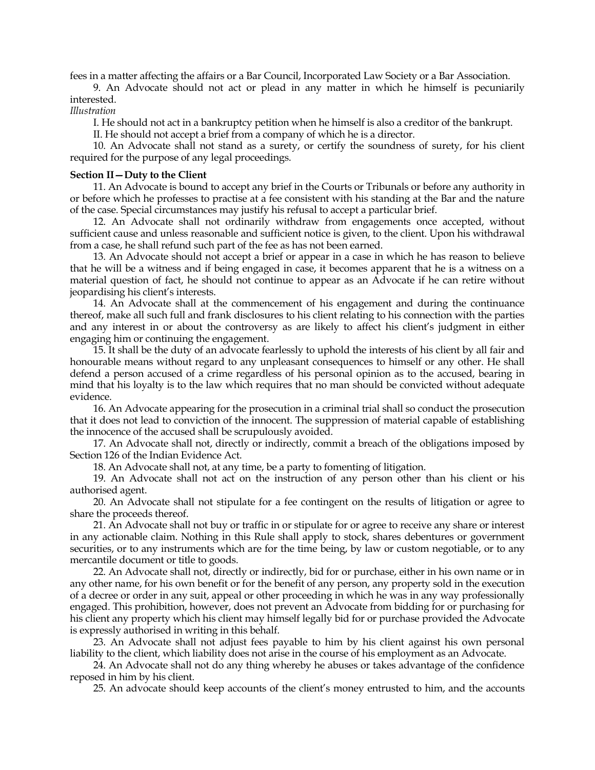fees in a matter affecting the affairs or a Bar Council, Incorporated Law Society or a Bar Association.

9. An Advocate should not act or plead in any matter in which he himself is pecuniarily interested.

*Illustration*

I. He should not act in a bankruptcy petition when he himself is also a creditor of the bankrupt.

II. He should not accept a brief from a company of which he is a director.

10. An Advocate shall not stand as a surety, or certify the soundness of surety, for his client required for the purpose of any legal proceedings.

**Section II—Duty to the Client**

11. An Advocate is bound to accept any brief in the Courts or Tribunals or before any authority in or before which he professes to practise at a fee consistent with his standing at the Bar and the nature of the case. Special circumstances may justify his refusal to accept a particular brief.

12. An Advocate shall not ordinarily withdraw from engagements once accepted, without sufficient cause and unless reasonable and sufficient notice is given, to the client. Upon his withdrawal from a case, he shall refund such part of the fee as has not been earned.

13. An Advocate should not accept a brief or appear in a case in which he has reason to believe that he will be a witness and if being engaged in case, it becomes apparent that he is a witness on a material question of fact, he should not continue to appear as an Advocate if he can retire without jeopardising his client's interests.

14. An Advocate shall at the commencement of his engagement and during the continuance thereof, make all such full and frank disclosures to his client relating to his connection with the parties and any interest in or about the controversy as are likely to affect his client's judgment in either engaging him or continuing the engagement.

15. It shall be the duty of an advocate fearlessly to uphold the interests of his client by all fair and honourable means without regard to any unpleasant consequences to himself or any other. He shall defend a person accused of a crime regardless of his personal opinion as to the accused, bearing in mind that his loyalty is to the law which requires that no man should be convicted without adequate evidence.

16. An Advocate appearing for the prosecution in a criminal trial shall so conduct the prosecution that it does not lead to conviction of the innocent. The suppression of material capable of establishing the innocence of the accused shall be scrupulously avoided.

17. An Advocate shall not, directly or indirectly, commit a breach of the obligations imposed by Section 126 of the Indian Evidence Act.

18. An Advocate shall not, at any time, be a party to fomenting of litigation.

19. An Advocate shall not act on the instruction of any person other than his client or his authorised agent.

20. An Advocate shall not stipulate for a fee contingent on the results of litigation or agree to share the proceeds thereof.

21. An Advocate shall not buy or traffic in or stipulate for or agree to receive any share or interest in any actionable claim. Nothing in this Rule shall apply to stock, shares debentures or government securities, or to any instruments which are for the time being, by law or custom negotiable, or to any mercantile document or title to goods.

22. An Advocate shall not, directly or indirectly, bid for or purchase, either in his own name or in any other name, for his own benefit or for the benefit of any person, any property sold in the execution of a decree or order in any suit, appeal or other proceeding in which he was in any way professionally engaged. This prohibition, however, does not prevent an Advocate from bidding for or purchasing for his client any property which his client may himself legally bid for or purchase provided the Advocate is expressly authorised in writing in this behalf.

23. An Advocate shall not adjust fees payable to him by his client against his own personal liability to the client, which liability does not arise in the course of his employment as an Advocate.

24. An Advocate shall not do any thing whereby he abuses or takes advantage of the confidence reposed in him by his client.

25. An advocate should keep accounts of the client's money entrusted to him, and the accounts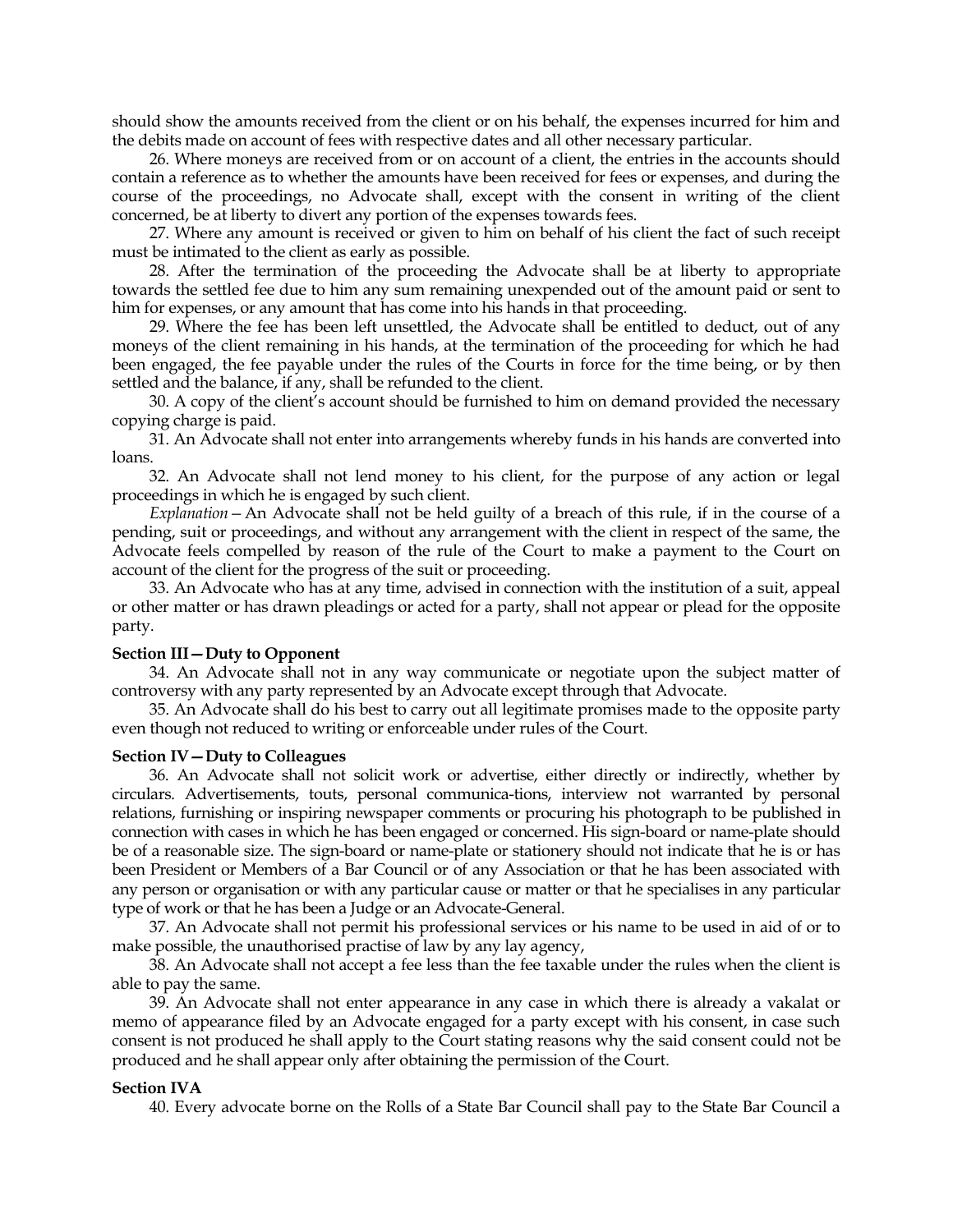should show the amounts received from the client or on his behalf, the expenses incurred for him and the debits made on account of fees with respective dates and all other necessary particular.

26. Where moneys are received from or on account of a client, the entries in the accounts should contain a reference as to whether the amounts have been received for fees or expenses, and during the course of the proceedings, no Advocate shall, except with the consent in writing of the client concerned, be at liberty to divert any portion of the expenses towards fees.

27. Where any amount is received or given to him on behalf of his client the fact of such receipt must be intimated to the client as early as possible.

28. After the termination of the proceeding the Advocate shall be at liberty to appropriate towards the settled fee due to him any sum remaining unexpended out of the amount paid or sent to him for expenses, or any amount that has come into his hands in that proceeding.

29. Where the fee has been left unsettled, the Advocate shall be entitled to deduct, out of any moneys of the client remaining in his hands, at the termination of the proceeding for which he had been engaged, the fee payable under the rules of the Courts in force for the time being, or by then settled and the balance, if any, shall be refunded to the client.

30. A copy of the client's account should be furnished to him on demand provided the necessary copying charge is paid.

31. An Advocate shall not enter into arrangements whereby funds in his hands are converted into loans.

32. An Advocate shall not lend money to his client, for the purpose of any action or legal proceedings in which he is engaged by such client.

*Explanation*—An Advocate shall not be held guilty of a breach of this rule, if in the course of a pending, suit or proceedings, and without any arrangement with the client in respect of the same, the Advocate feels compelled by reason of the rule of the Court to make a payment to the Court on account of the client for the progress of the suit or proceeding.

33. An Advocate who has at any time, advised in connection with the institution of a suit, appeal or other matter or has drawn pleadings or acted for a party, shall not appear or plead for the opposite party.

**Section III—Duty to Opponent**

34. An Advocate shall not in any way communicate or negotiate upon the subject matter of controversy with any party represented by an Advocate except through that Advocate.

35. An Advocate shall do his best to carry out all legitimate promises made to the opposite party even though not reduced to writing or enforceable under rules of the Court.

**Section IV—Duty to Colleagues**

36. An Advocate shall not solicit work or advertise, either directly or indirectly, whether by circulars. Advertisements, touts, personal communica-tions, interview not warranted by personal relations, furnishing or inspiring newspaper comments or procuring his photograph to be published in connection with cases in which he has been engaged or concerned. His sign-board or name-plate should be of a reasonable size. The sign-board or name-plate or stationery should not indicate that he is or has been President or Members of a Bar Council or of any Association or that he has been associated with any person or organisation or with any particular cause or matter or that he specialises in any particular type of work or that he has been a Judge or an Advocate-General.

37. An Advocate shall not permit his professional services or his name to be used in aid of or to make possible, the unauthorised practise of law by any lay agency,

38. An Advocate shall not accept a fee less than the fee taxable under the rules when the client is able to pay the same.

39. An Advocate shall not enter appearance in any case in which there is already a vakalat or memo of appearance filed by an Advocate engaged for a party except with his consent, in case such consent is not produced he shall apply to the Court stating reasons why the said consent could not be produced and he shall appear only after obtaining the permission of the Court.

**Section IVA**

40. Every advocate borne on the Rolls of a State Bar Council shall pay to the State Bar Council a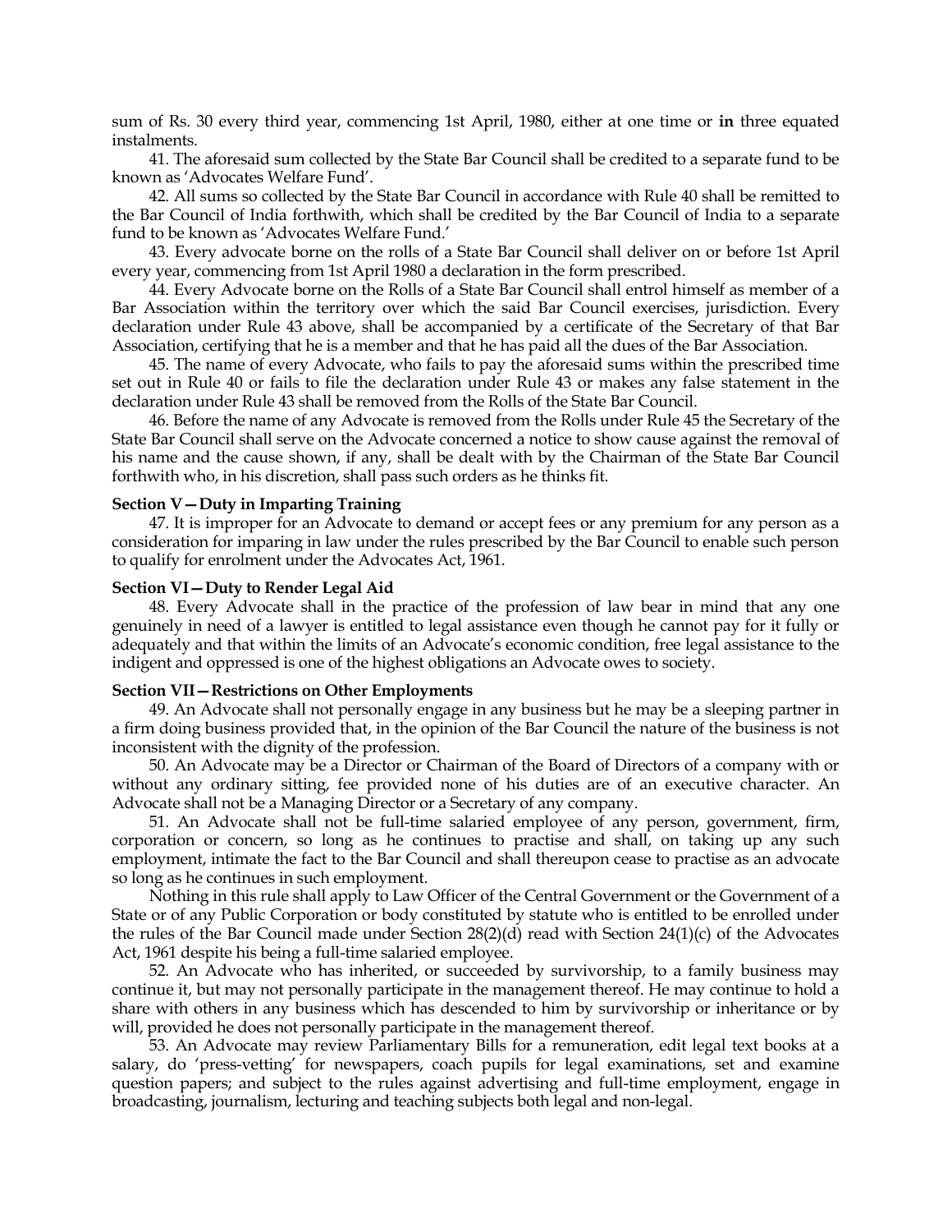sum of Rs. 30 every third year, commencing 1st April, 1980, either at one time or **in** three equated instalments.

41. The aforesaid sum collected by the State Bar Council shall be credited to a separate fund to be known as 'Advocates Welfare Fund'.

42. All sums so collected by the State Bar Council in accordance with Rule 40 shall be remitted to the Bar Council of India forthwith, which shall be credited by the Bar Council of India to a separate fund to be known as 'Advocates Welfare Fund.'

43. Every advocate borne on the rolls of a State Bar Council shall deliver on or before 1st April every year, commencing from 1st April 1980 a declaration in the form prescribed.

44. Every Advocate borne on the Rolls of a State Bar Council shall entrol himself as member of a Bar Association within the territory over which the said Bar Council exercises, jurisdiction. Every declaration under Rule 43 above, shall be accompanied by a certificate of the Secretary of that Bar Association, certifying that he is a member and that he has paid all the dues of the Bar Association.

45. The name of every Advocate, who fails to pay the aforesaid sums within the prescribed time set out in Rule 40 or fails to file the declaration under Rule 43 or makes any false statement in the declaration under Rule 43 shall be removed from the Rolls of the State Bar Council.

46. Before the name of any Advocate is removed from the Rolls under Rule 45 the Secretary of the State Bar Council shall serve on the Advocate concerned a notice to show cause against the removal of his name and the cause shown, if any, shall be dealt with by the Chairman of the State Bar Council forthwith who, in his discretion, shall pass such orders as he thinks fit.

**Section V—Duty in Imparting Training**

47. It is improper for an Advocate to demand or accept fees or any premium for any person as a consideration for imparing in law under the rules prescribed by the Bar Council to enable such person to qualify for enrolment under the Advocates Act, 1961.

**Section VI—Duty to Render Legal Aid**

48. Every Advocate shall in the practice of the profession of law bear in mind that any one genuinely in need of a lawyer is entitled to legal assistance even though he cannot pay for it fully or adequately and that within the limits of an Advocate's economic condition, free legal assistance to the indigent and oppressed is one of the highest obligations an Advocate owes to society.

**Section VII—Restrictions on Other Employments**

49. An Advocate shall not personally engage in any business but he may be a sleeping partner in a firm doing business provided that, in the opinion of the Bar Council the nature of the business is not inconsistent with the dignity of the profession.

50. An Advocate may be a Director or Chairman of the Board of Directors of a company with or without any ordinary sitting, fee provided none of his duties are of an executive character. An Advocate shall not be a Managing Director or a Secretary of any company.

51. An Advocate shall not be full-time salaried employee of any person, government, firm, corporation or concern, so long as he continues to practise and shall, on taking up any such employment, intimate the fact to the Bar Council and shall thereupon cease to practise as an advocate so long as he continues in such employment.

Nothing in this rule shall apply to Law Officer of the Central Government or the Government of a State or of any Public Corporation or body constituted by statute who is entitled to be enrolled under the rules of the Bar Council made under Section 28(2)(d) read with Section 24(1)(c) of the Advocates Act, 1961 despite his being a full-time salaried employee.

52. An Advocate who has inherited, or succeeded by survivorship, to a family business may continue it, but may not personally participate in the management thereof. He may continue to hold a share with others in any business which has descended to him by survivorship or inheritance or by will, provided he does not personally participate in the management thereof.

53. An Advocate may review Parliamentary Bills for a remuneration, edit legal text books at a salary, do 'press-vetting' for newspapers, coach pupils for legal examinations, set and examine question papers; and subject to the rules against advertising and full-time employment, engage in broadcasting, journalism, lecturing and teaching subjects both legal and non-legal.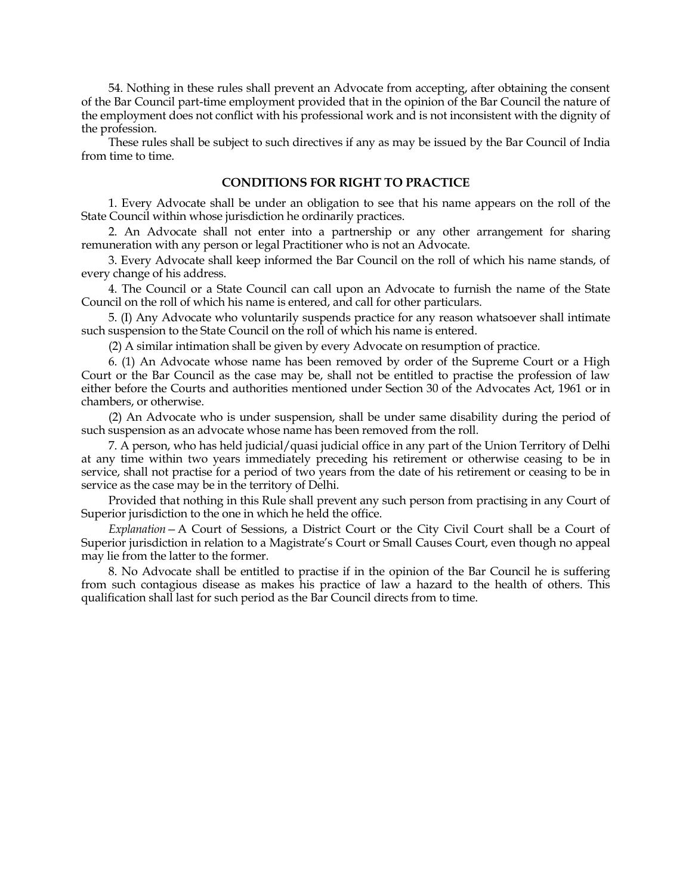54. Nothing in these rules shall prevent an Advocate from accepting, after obtaining the consent of the Bar Council part-time employment provided that in the opinion of the Bar Council the nature of the employment does not conflict with his professional work and is not inconsistent with the dignity of the profession.

These rules shall be subject to such directives if any as may be issued by the Bar Council of India from time to time.

## CONDITIONS FOR RIGHT TO PRACTICE

1. Every Advocate shall be under an obligation to see that his name appears on the roll of the State Council within whose jurisdiction he ordinarily practices.

2. An Advocate shall not enter into a partnership or any other arrangement for sharing remuneration with any person or legal Practitioner who is not an Advocate.

3. Every Advocate shall keep informed the Bar Council on the roll of which his name stands, of every change of his address.

4. The Council or a State Council can call upon an Advocate to furnish the name of the State Council on the roll of which his name is entered, and call for other particulars.

5. (I) Any Advocate who voluntarily suspends practice for any reason whatsoever shall intimate such suspension to the State Council on the roll of which his name is entered.

(2) A similar intimation shall be given by every Advocate on resumption of practice.

6. (1) An Advocate whose name has been removed by order of the Supreme Court or a High Court or the Bar Council as the case may be, shall not be entitled to practise the profession of law either before the Courts and authorities mentioned under Section 30 of the Advocates Act, 1961 or in chambers, or otherwise.

(2) An Advocate who is under suspension, shall be under same disability during the period of such suspension as an advocate whose name has been removed from the roll.

7. A person, who has held judicial/quasi judicial office in any part of the Union Territory of Delhi at any time within two years immediately preceding his retirement or otherwise ceasing to be in service, shall not practise for a period of two years from the date of his retirement or ceasing to be in service as the case may be in the territory of Delhi.

Provided that nothing in this Rule shall prevent any such person from practising in any Court of Superior jurisdiction to the one in which he held the office.

*Explanation*—A Court of Sessions, a District Court or the City Civil Court shall be a Court of Superior jurisdiction in relation to a Magistrate's Court or Small Causes Court, even though no appeal may lie from the latter to the former.

8. No Advocate shall be entitled to practise if in the opinion of the Bar Council he is suffering from such contagious disease as makes his practice of law a hazard to the health of others. This qualification shall last for such period as the Bar Council directs from to time.